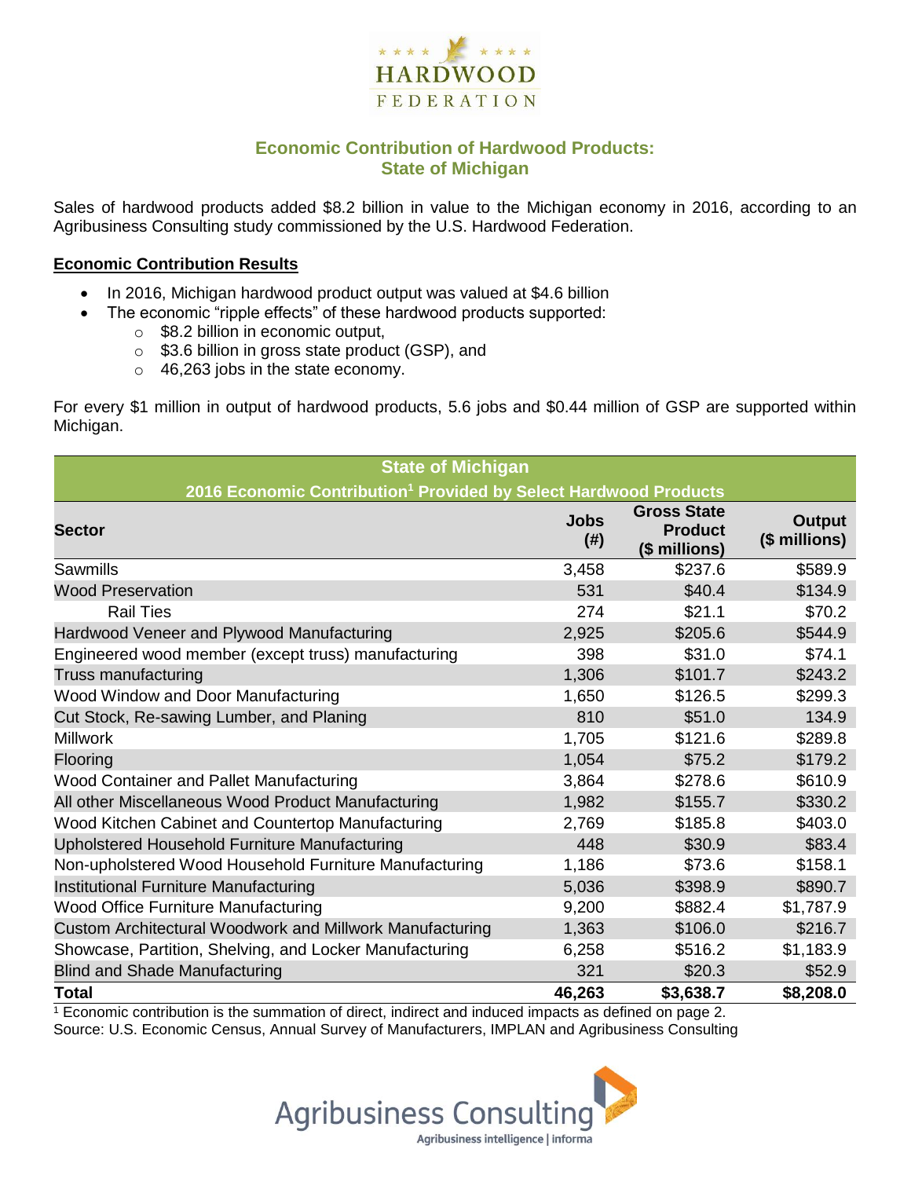HARDWOOD FEDERATION

## Economic Contribution of Hardwood Products: State of Michigan

Sales of hardwood products added $8.2 billion in value to the Michigan economy in 2016, according to an Agribusiness Consulting study commissioned by the U.S. Hardwood Federation.

**Economic Contribution Results**

- In 2016, Michigan hardwood product output was valued at $4.6 billion
- The economic "ripple effects" of these hardwood products supported:
  - $8.2 billion in economic output,
  - $3.6 billion in gross state product (GSP), and
  - 46,263 jobs in the state economy.

For every $1 million in output of hardwood products, 5.6 jobs and $0.44 million of GSP are supported within Michigan.

| State of Michigan<br>2016 Economic Contribution[1] Provided by Select Hardwood Products | | | |
|---|---|---|---|
| **Sector** | **Jobs (#)** | **Gross State Product ($ millions)** | **Output ($ millions)** |
| Sawmills | 3,458 | $237.6 | $589.9 |
| Wood Preservation | 531 | $40.4 | $134.9 |
| Rail Ties | 274 | $21.1 | $70.2 |
| Hardwood Veneer and Plywood Manufacturing | 2,925 | $205.6 | $544.9 |
| Engineered wood member (except truss) manufacturing | 398 | $31.0 | $74.1 |
| Truss manufacturing | 1,306 | $101.7 | $243.2 |
| Wood Window and Door Manufacturing | 1,650 | $126.5 | $299.3 |
| Cut Stock, Re-sawing Lumber, and Planing | 810 | $51.0 | 134.9 |
| Millwork | 1,705 | $121.6 | $289.8 |
| Flooring | 1,054 | $75.2 | $179.2 |
| Wood Container and Pallet Manufacturing | 3,864 | $278.6 | $610.9 |
| All other Miscellaneous Wood Product Manufacturing | 1,982 | $155.7 | $330.2 |
| Wood Kitchen Cabinet and Countertop Manufacturing | 2,769 | $185.8 | $403.0 |
| Upholstered Household Furniture Manufacturing | 448 | $30.9 | $83.4 |
| Non-upholstered Wood Household Furniture Manufacturing | 1,186 | $73.6 | $158.1 |
| Institutional Furniture Manufacturing | 5,036 | $398.9 | $890.7 |
| Wood Office Furniture Manufacturing | 9,200 | $882.4 | $1,787.9 |
| Custom Architectural Woodwork and Millwork Manufacturing | 1,363 | $106.0 | $216.7 |
| Showcase, Partition, Shelving, and Locker Manufacturing | 6,258 | $516.2 | $1,183.9 |
| Blind and Shade Manufacturing | 321 | $20.3 | $52.9 |
| **Total** | **46,263** | **$3,638.7** | **$8,208.0** |

[1] Economic contribution is the summation of direct, indirect and induced impacts as defined on page 2.
Source: U.S. Economic Census, Annual Survey of Manufacturers, IMPLAN and Agribusiness Consulting

Agribusiness Consulting
Agribusiness intelligence | informa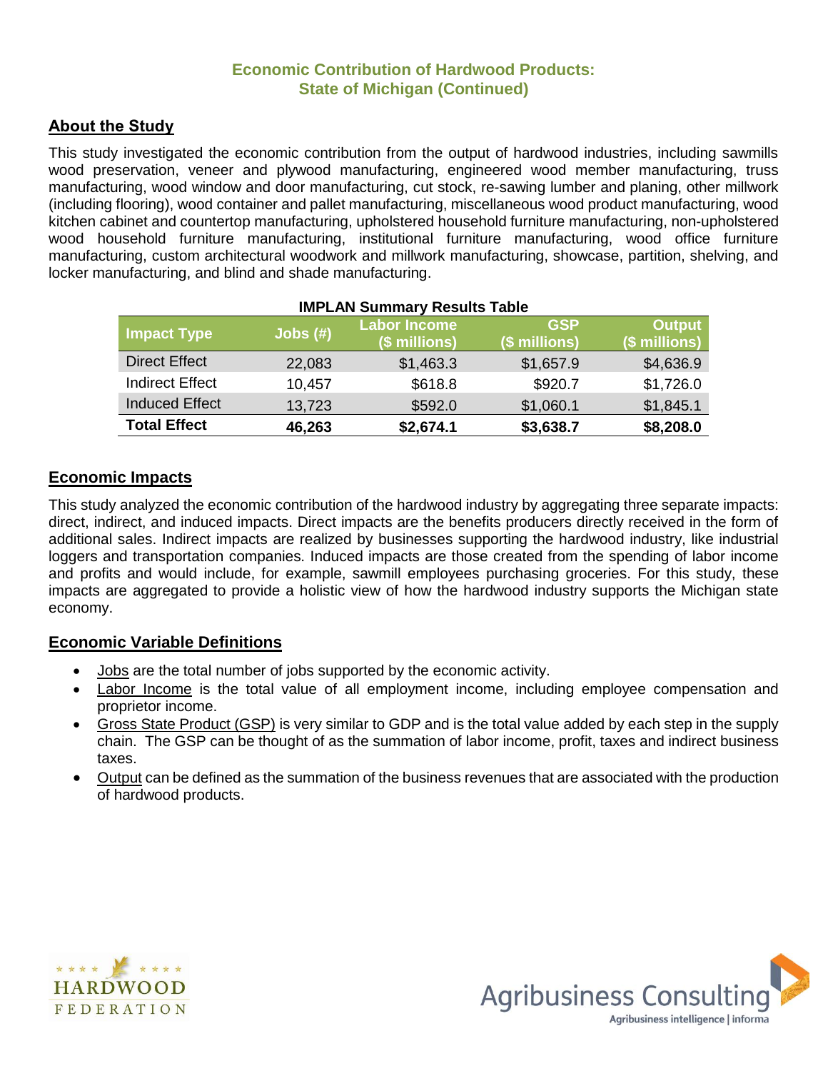# Economic Contribution of Hardwood Products: State of Michigan (Continued)

## About the Study

This study investigated the economic contribution from the output of hardwood industries, including sawmills wood preservation, veneer and plywood manufacturing, engineered wood member manufacturing, truss manufacturing, wood window and door manufacturing, cut stock, re-sawing lumber and planing, other millwork (including flooring), wood container and pallet manufacturing, miscellaneous wood product manufacturing, wood kitchen cabinet and countertop manufacturing, upholstered household furniture manufacturing, non-upholstered wood household furniture manufacturing, institutional furniture manufacturing, wood office furniture manufacturing, custom architectural woodwork and millwork manufacturing, showcase, partition, shelving, and locker manufacturing, and blind and shade manufacturing.

**IMPLAN Summary Results Table**

| Impact Type | Jobs (#) | Labor Income ($ millions) | GSP ($ millions) | Output ($ millions) |
|---|---|---|---|---|
| Direct Effect | 22,083 | $1,463.3 | $1,657.9 | $4,636.9 |
| Indirect Effect | 10,457 | $618.8 | $920.7 | $1,726.0 |
| Induced Effect | 13,723 | $592.0 | $1,060.1 | $1,845.1 |
| **Total Effect** | **46,263** | **$2,674.1** | **$3,638.7** | **$8,208.0** |

## Economic Impacts

This study analyzed the economic contribution of the hardwood industry by aggregating three separate impacts: direct, indirect, and induced impacts. Direct impacts are the benefits producers directly received in the form of additional sales. Indirect impacts are realized by businesses supporting the hardwood industry, like industrial loggers and transportation companies. Induced impacts are those created from the spending of labor income and profits and would include, for example, sawmill employees purchasing groceries. For this study, these impacts are aggregated to provide a holistic view of how the hardwood industry supports the Michigan state economy.

## Economic Variable Definitions

- Jobs are the total number of jobs supported by the economic activity.
- Labor Income is the total value of all employment income, including employee compensation and proprietor income.
- Gross State Product (GSP) is very similar to GDP and is the total value added by each step in the supply chain. The GSP can be thought of as the summation of labor income, profit, taxes and indirect business taxes.
- Output can be defined as the summation of the business revenues that are associated with the production of hardwood products.

HARDWOOD FEDERATION

Agribusiness Consulting
Agribusiness intelligence | informa